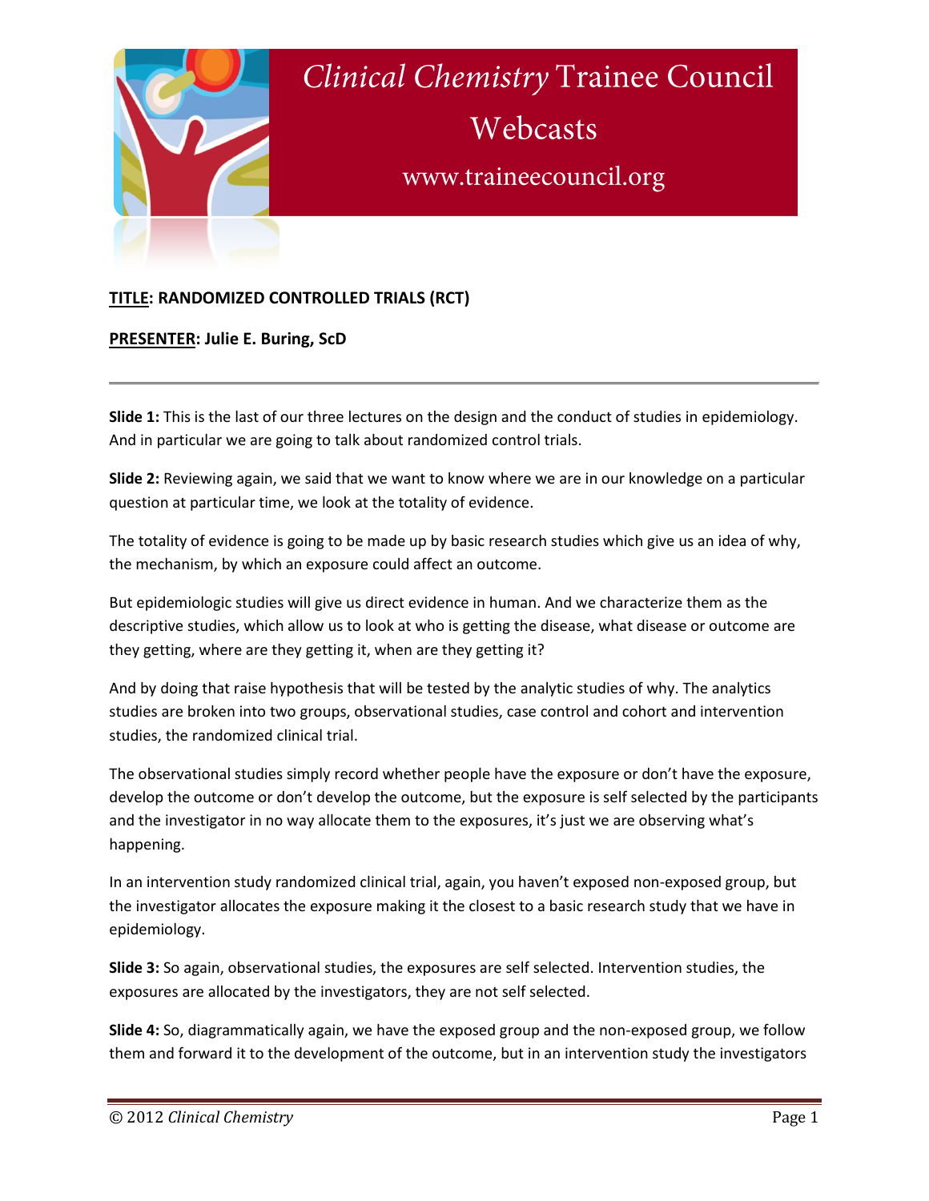# *Clinical Chemistry* Trainee Council Webcasts

www.traineecouncil.org

**TITLE: RANDOMIZED CONTROLLED TRIALS (RCT)**

**PRESENTER: Julie E. Buring, ScD**

---

**Slide 1:** This is the last of our three lectures on the design and the conduct of studies in epidemiology. And in particular we are going to talk about randomized control trials.

**Slide 2:** Reviewing again, we said that we want to know where we are in our knowledge on a particular question at particular time, we look at the totality of evidence.

The totality of evidence is going to be made up by basic research studies which give us an idea of why, the mechanism, by which an exposure could affect an outcome.

But epidemiologic studies will give us direct evidence in human. And we characterize them as the descriptive studies, which allow us to look at who is getting the disease, what disease or outcome are they getting, where are they getting it, when are they getting it?

And by doing that raise hypothesis that will be tested by the analytic studies of why. The analytics studies are broken into two groups, observational studies, case control and cohort and intervention studies, the randomized clinical trial.

The observational studies simply record whether people have the exposure or don't have the exposure, develop the outcome or don't develop the outcome, but the exposure is self selected by the participants and the investigator in no way allocate them to the exposures, it's just we are observing what's happening.

In an intervention study randomized clinical trial, again, you haven't exposed non-exposed group, but the investigator allocates the exposure making it the closest to a basic research study that we have in epidemiology.

**Slide 3:** So again, observational studies, the exposures are self selected. Intervention studies, the exposures are allocated by the investigators, they are not self selected.

**Slide 4:** So, diagrammatically again, we have the exposed group and the non-exposed group, we follow them and forward it to the development of the outcome, but in an intervention study the investigators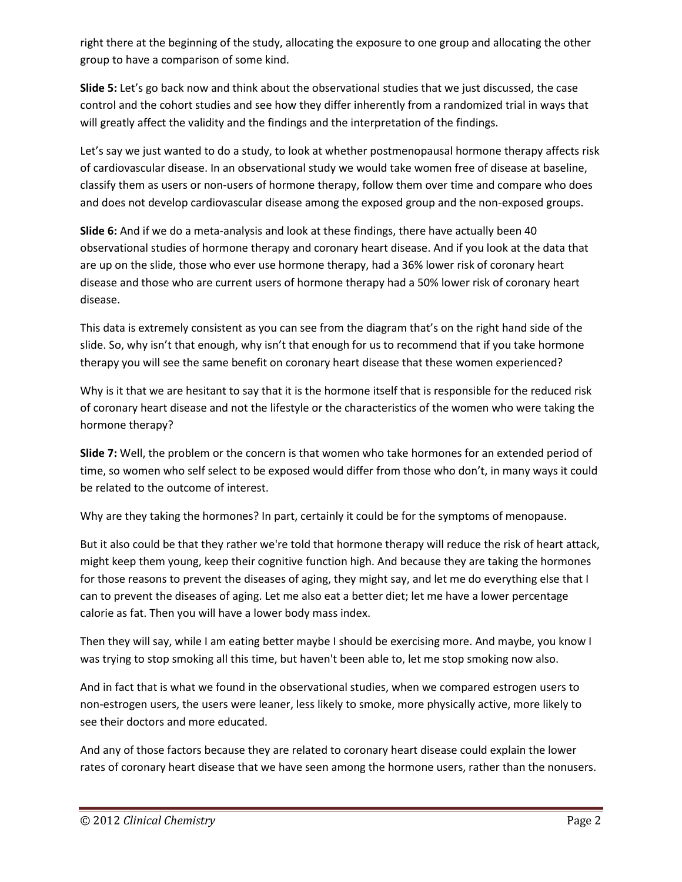right there at the beginning of the study, allocating the exposure to one group and allocating the other group to have a comparison of some kind.

**Slide 5:** Let's go back now and think about the observational studies that we just discussed, the case control and the cohort studies and see how they differ inherently from a randomized trial in ways that will greatly affect the validity and the findings and the interpretation of the findings.

Let's say we just wanted to do a study, to look at whether postmenopausal hormone therapy affects risk of cardiovascular disease. In an observational study we would take women free of disease at baseline, classify them as users or non-users of hormone therapy, follow them over time and compare who does and does not develop cardiovascular disease among the exposed group and the non-exposed groups.

**Slide 6:** And if we do a meta-analysis and look at these findings, there have actually been 40 observational studies of hormone therapy and coronary heart disease. And if you look at the data that are up on the slide, those who ever use hormone therapy, had a 36% lower risk of coronary heart disease and those who are current users of hormone therapy had a 50% lower risk of coronary heart disease.

This data is extremely consistent as you can see from the diagram that's on the right hand side of the slide. So, why isn't that enough, why isn't that enough for us to recommend that if you take hormone therapy you will see the same benefit on coronary heart disease that these women experienced?

Why is it that we are hesitant to say that it is the hormone itself that is responsible for the reduced risk of coronary heart disease and not the lifestyle or the characteristics of the women who were taking the hormone therapy?

**Slide 7:** Well, the problem or the concern is that women who take hormones for an extended period of time, so women who self select to be exposed would differ from those who don't, in many ways it could be related to the outcome of interest.

Why are they taking the hormones? In part, certainly it could be for the symptoms of menopause.

But it also could be that they rather we're told that hormone therapy will reduce the risk of heart attack, might keep them young, keep their cognitive function high. And because they are taking the hormones for those reasons to prevent the diseases of aging, they might say, and let me do everything else that I can to prevent the diseases of aging. Let me also eat a better diet; let me have a lower percentage calorie as fat. Then you will have a lower body mass index.

Then they will say, while I am eating better maybe I should be exercising more. And maybe, you know I was trying to stop smoking all this time, but haven't been able to, let me stop smoking now also.

And in fact that is what we found in the observational studies, when we compared estrogen users to non-estrogen users, the users were leaner, less likely to smoke, more physically active, more likely to see their doctors and more educated.

And any of those factors because they are related to coronary heart disease could explain the lower rates of coronary heart disease that we have seen among the hormone users, rather than the nonusers.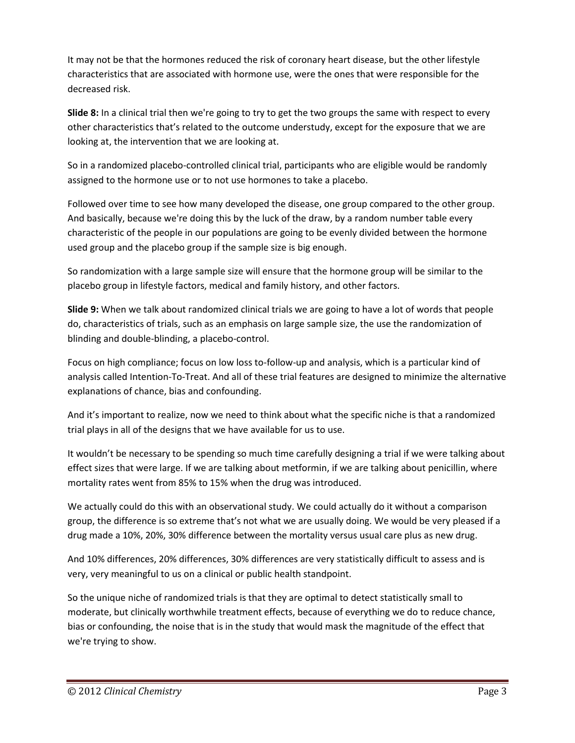It may not be that the hormones reduced the risk of coronary heart disease, but the other lifestyle characteristics that are associated with hormone use, were the ones that were responsible for the decreased risk.

**Slide 8:** In a clinical trial then we're going to try to get the two groups the same with respect to every other characteristics that's related to the outcome understudy, except for the exposure that we are looking at, the intervention that we are looking at.

So in a randomized placebo-controlled clinical trial, participants who are eligible would be randomly assigned to the hormone use or to not use hormones to take a placebo.

Followed over time to see how many developed the disease, one group compared to the other group. And basically, because we're doing this by the luck of the draw, by a random number table every characteristic of the people in our populations are going to be evenly divided between the hormone used group and the placebo group if the sample size is big enough.

So randomization with a large sample size will ensure that the hormone group will be similar to the placebo group in lifestyle factors, medical and family history, and other factors.

**Slide 9:** When we talk about randomized clinical trials we are going to have a lot of words that people do, characteristics of trials, such as an emphasis on large sample size, the use the randomization of blinding and double-blinding, a placebo-control.

Focus on high compliance; focus on low loss to-follow-up and analysis, which is a particular kind of analysis called Intention-To-Treat. And all of these trial features are designed to minimize the alternative explanations of chance, bias and confounding.

And it's important to realize, now we need to think about what the specific niche is that a randomized trial plays in all of the designs that we have available for us to use.

It wouldn't be necessary to be spending so much time carefully designing a trial if we were talking about effect sizes that were large. If we are talking about metformin, if we are talking about penicillin, where mortality rates went from 85% to 15% when the drug was introduced.

We actually could do this with an observational study. We could actually do it without a comparison group, the difference is so extreme that's not what we are usually doing. We would be very pleased if a drug made a 10%, 20%, 30% difference between the mortality versus usual care plus as new drug.

And 10% differences, 20% differences, 30% differences are very statistically difficult to assess and is very, very meaningful to us on a clinical or public health standpoint.

So the unique niche of randomized trials is that they are optimal to detect statistically small to moderate, but clinically worthwhile treatment effects, because of everything we do to reduce chance, bias or confounding, the noise that is in the study that would mask the magnitude of the effect that we're trying to show.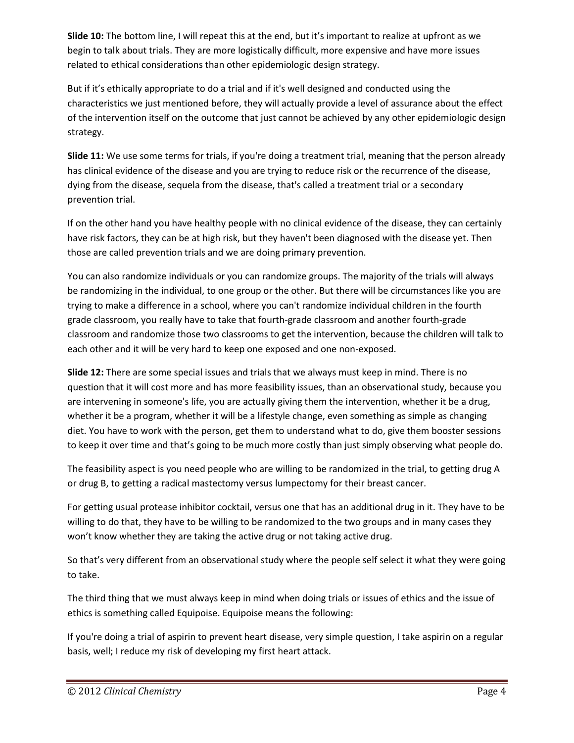**Slide 10:** The bottom line, I will repeat this at the end, but it's important to realize at upfront as we begin to talk about trials. They are more logistically difficult, more expensive and have more issues related to ethical considerations than other epidemiologic design strategy.

But if it's ethically appropriate to do a trial and if it's well designed and conducted using the characteristics we just mentioned before, they will actually provide a level of assurance about the effect of the intervention itself on the outcome that just cannot be achieved by any other epidemiologic design strategy.

**Slide 11:** We use some terms for trials, if you're doing a treatment trial, meaning that the person already has clinical evidence of the disease and you are trying to reduce risk or the recurrence of the disease, dying from the disease, sequela from the disease, that's called a treatment trial or a secondary prevention trial.

If on the other hand you have healthy people with no clinical evidence of the disease, they can certainly have risk factors, they can be at high risk, but they haven't been diagnosed with the disease yet. Then those are called prevention trials and we are doing primary prevention.

You can also randomize individuals or you can randomize groups. The majority of the trials will always be randomizing in the individual, to one group or the other. But there will be circumstances like you are trying to make a difference in a school, where you can't randomize individual children in the fourth grade classroom, you really have to take that fourth-grade classroom and another fourth-grade classroom and randomize those two classrooms to get the intervention, because the children will talk to each other and it will be very hard to keep one exposed and one non-exposed.

**Slide 12:** There are some special issues and trials that we always must keep in mind. There is no question that it will cost more and has more feasibility issues, than an observational study, because you are intervening in someone's life, you are actually giving them the intervention, whether it be a drug, whether it be a program, whether it will be a lifestyle change, even something as simple as changing diet. You have to work with the person, get them to understand what to do, give them booster sessions to keep it over time and that's going to be much more costly than just simply observing what people do.

The feasibility aspect is you need people who are willing to be randomized in the trial, to getting drug A or drug B, to getting a radical mastectomy versus lumpectomy for their breast cancer.

For getting usual protease inhibitor cocktail, versus one that has an additional drug in it. They have to be willing to do that, they have to be willing to be randomized to the two groups and in many cases they won't know whether they are taking the active drug or not taking active drug.

So that's very different from an observational study where the people self select it what they were going to take.

The third thing that we must always keep in mind when doing trials or issues of ethics and the issue of ethics is something called Equipoise. Equipoise means the following:

If you're doing a trial of aspirin to prevent heart disease, very simple question, I take aspirin on a regular basis, well; I reduce my risk of developing my first heart attack.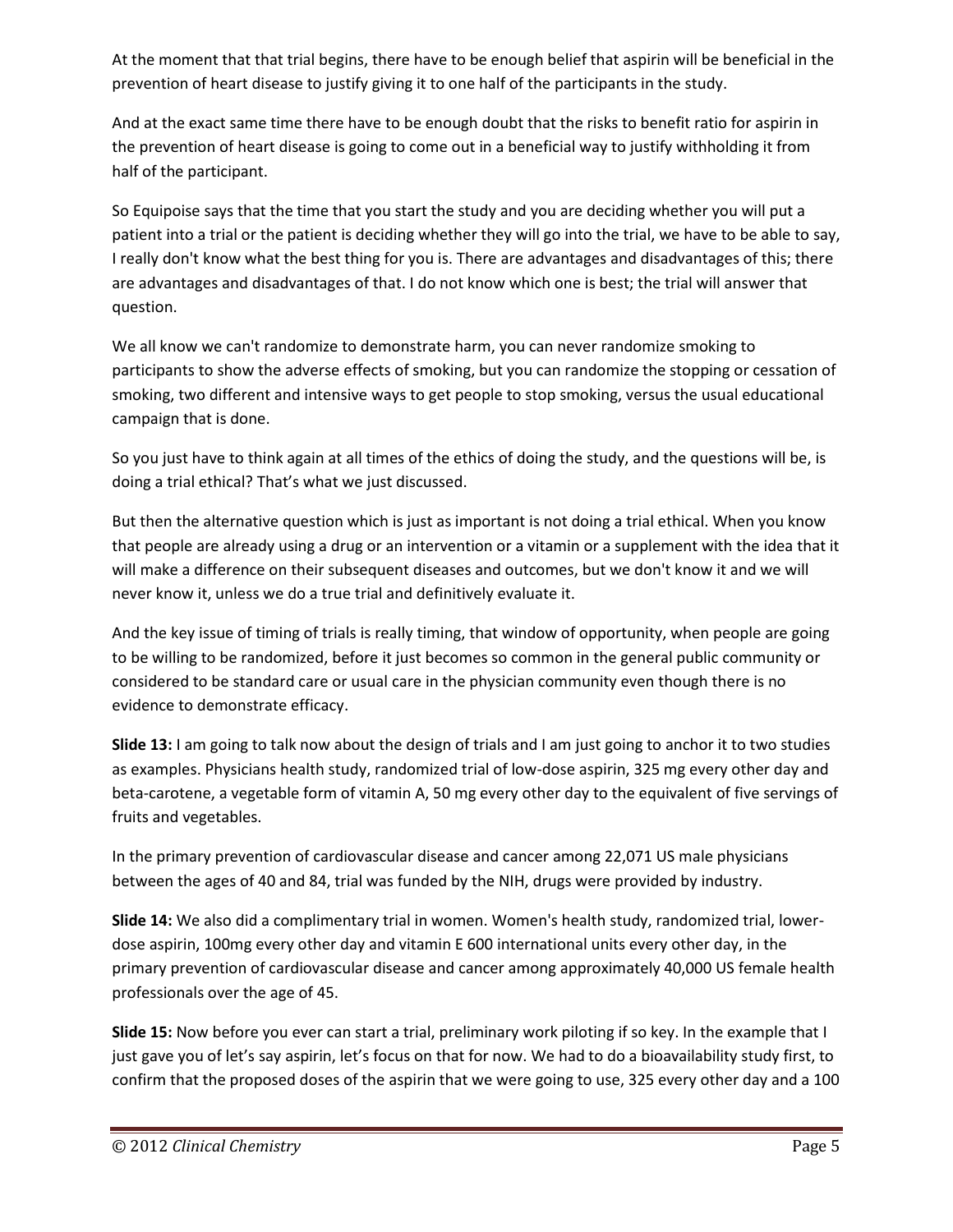At the moment that that trial begins, there have to be enough belief that aspirin will be beneficial in the prevention of heart disease to justify giving it to one half of the participants in the study.

And at the exact same time there have to be enough doubt that the risks to benefit ratio for aspirin in the prevention of heart disease is going to come out in a beneficial way to justify withholding it from half of the participant.

So Equipoise says that the time that you start the study and you are deciding whether you will put a patient into a trial or the patient is deciding whether they will go into the trial, we have to be able to say, I really don't know what the best thing for you is. There are advantages and disadvantages of this; there are advantages and disadvantages of that. I do not know which one is best; the trial will answer that question.

We all know we can't randomize to demonstrate harm, you can never randomize smoking to participants to show the adverse effects of smoking, but you can randomize the stopping or cessation of smoking, two different and intensive ways to get people to stop smoking, versus the usual educational campaign that is done.

So you just have to think again at all times of the ethics of doing the study, and the questions will be, is doing a trial ethical? That's what we just discussed.

But then the alternative question which is just as important is not doing a trial ethical. When you know that people are already using a drug or an intervention or a vitamin or a supplement with the idea that it will make a difference on their subsequent diseases and outcomes, but we don't know it and we will never know it, unless we do a true trial and definitively evaluate it.

And the key issue of timing of trials is really timing, that window of opportunity, when people are going to be willing to be randomized, before it just becomes so common in the general public community or considered to be standard care or usual care in the physician community even though there is no evidence to demonstrate efficacy.

**Slide 13:** I am going to talk now about the design of trials and I am just going to anchor it to two studies as examples. Physicians health study, randomized trial of low-dose aspirin, 325 mg every other day and beta-carotene, a vegetable form of vitamin A, 50 mg every other day to the equivalent of five servings of fruits and vegetables.

In the primary prevention of cardiovascular disease and cancer among 22,071 US male physicians between the ages of 40 and 84, trial was funded by the NIH, drugs were provided by industry.

**Slide 14:** We also did a complimentary trial in women. Women's health study, randomized trial, lower-dose aspirin, 100mg every other day and vitamin E 600 international units every other day, in the primary prevention of cardiovascular disease and cancer among approximately 40,000 US female health professionals over the age of 45.

**Slide 15:** Now before you ever can start a trial, preliminary work piloting if so key. In the example that I just gave you of let's say aspirin, let's focus on that for now. We had to do a bioavailability study first, to confirm that the proposed doses of the aspirin that we were going to use, 325 every other day and a 100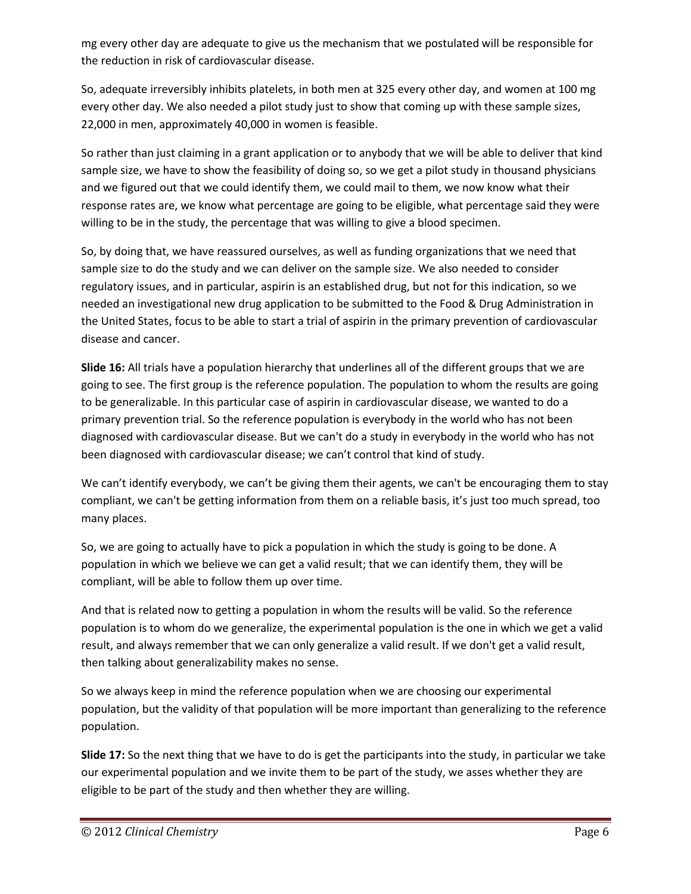mg every other day are adequate to give us the mechanism that we postulated will be responsible for the reduction in risk of cardiovascular disease.

So, adequate irreversibly inhibits platelets, in both men at 325 every other day, and women at 100 mg every other day. We also needed a pilot study just to show that coming up with these sample sizes, 22,000 in men, approximately 40,000 in women is feasible.

So rather than just claiming in a grant application or to anybody that we will be able to deliver that kind sample size, we have to show the feasibility of doing so, so we get a pilot study in thousand physicians and we figured out that we could identify them, we could mail to them, we now know what their response rates are, we know what percentage are going to be eligible, what percentage said they were willing to be in the study, the percentage that was willing to give a blood specimen.

So, by doing that, we have reassured ourselves, as well as funding organizations that we need that sample size to do the study and we can deliver on the sample size. We also needed to consider regulatory issues, and in particular, aspirin is an established drug, but not for this indication, so we needed an investigational new drug application to be submitted to the Food & Drug Administration in the United States, focus to be able to start a trial of aspirin in the primary prevention of cardiovascular disease and cancer.

**Slide 16:** All trials have a population hierarchy that underlines all of the different groups that we are going to see. The first group is the reference population. The population to whom the results are going to be generalizable. In this particular case of aspirin in cardiovascular disease, we wanted to do a primary prevention trial. So the reference population is everybody in the world who has not been diagnosed with cardiovascular disease. But we can't do a study in everybody in the world who has not been diagnosed with cardiovascular disease; we can't control that kind of study.

We can't identify everybody, we can't be giving them their agents, we can't be encouraging them to stay compliant, we can't be getting information from them on a reliable basis, it's just too much spread, too many places.

So, we are going to actually have to pick a population in which the study is going to be done. A population in which we believe we can get a valid result; that we can identify them, they will be compliant, will be able to follow them up over time.

And that is related now to getting a population in whom the results will be valid. So the reference population is to whom do we generalize, the experimental population is the one in which we get a valid result, and always remember that we can only generalize a valid result. If we don't get a valid result, then talking about generalizability makes no sense.

So we always keep in mind the reference population when we are choosing our experimental population, but the validity of that population will be more important than generalizing to the reference population.

**Slide 17:** So the next thing that we have to do is get the participants into the study, in particular we take our experimental population and we invite them to be part of the study, we asses whether they are eligible to be part of the study and then whether they are willing.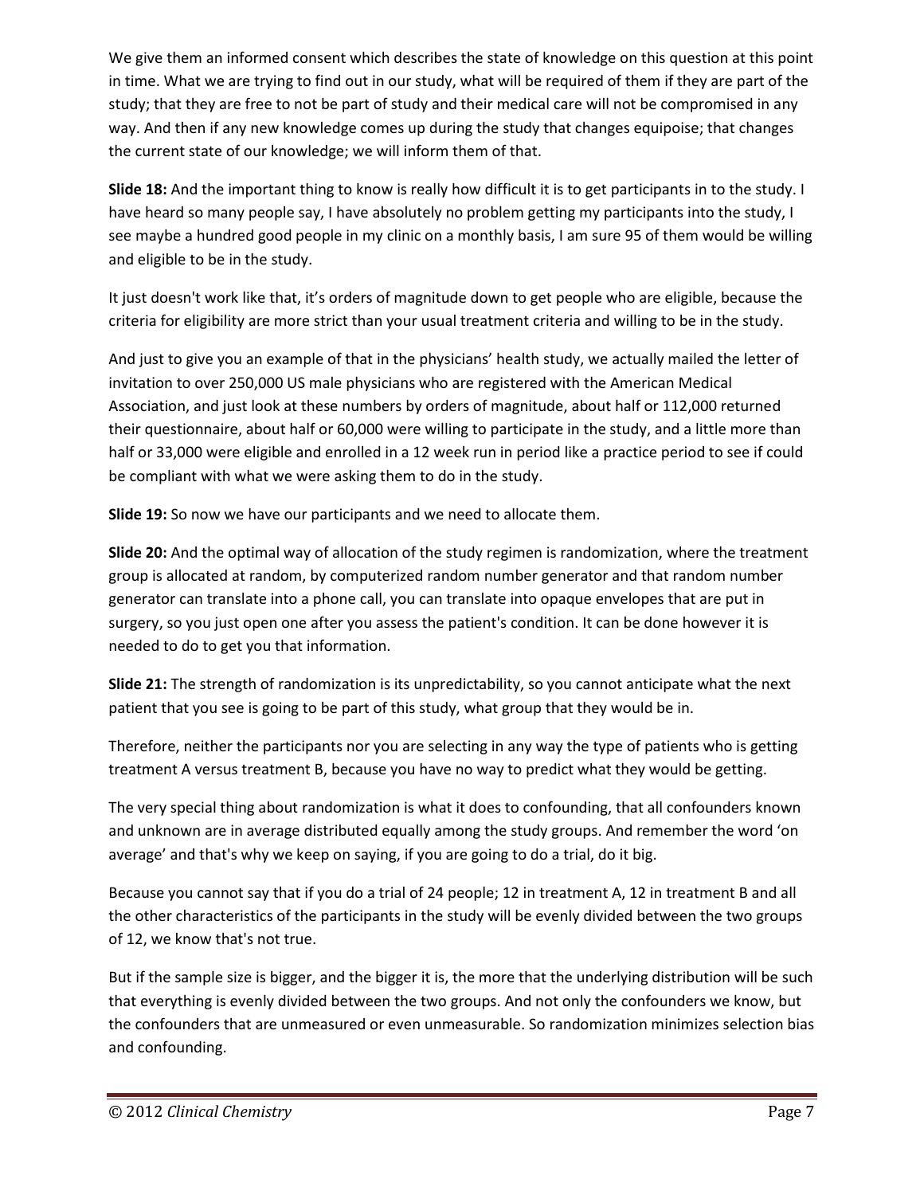We give them an informed consent which describes the state of knowledge on this question at this point in time. What we are trying to find out in our study, what will be required of them if they are part of the study; that they are free to not be part of study and their medical care will not be compromised in any way. And then if any new knowledge comes up during the study that changes equipoise; that changes the current state of our knowledge; we will inform them of that.

**Slide 18:** And the important thing to know is really how difficult it is to get participants in to the study. I have heard so many people say, I have absolutely no problem getting my participants into the study, I see maybe a hundred good people in my clinic on a monthly basis, I am sure 95 of them would be willing and eligible to be in the study.

It just doesn't work like that, it's orders of magnitude down to get people who are eligible, because the criteria for eligibility are more strict than your usual treatment criteria and willing to be in the study.

And just to give you an example of that in the physicians' health study, we actually mailed the letter of invitation to over 250,000 US male physicians who are registered with the American Medical Association, and just look at these numbers by orders of magnitude, about half or 112,000 returned their questionnaire, about half or 60,000 were willing to participate in the study, and a little more than half or 33,000 were eligible and enrolled in a 12 week run in period like a practice period to see if could be compliant with what we were asking them to do in the study.

**Slide 19:** So now we have our participants and we need to allocate them.

**Slide 20:** And the optimal way of allocation of the study regimen is randomization, where the treatment group is allocated at random, by computerized random number generator and that random number generator can translate into a phone call, you can translate into opaque envelopes that are put in surgery, so you just open one after you assess the patient's condition. It can be done however it is needed to do to get you that information.

**Slide 21:** The strength of randomization is its unpredictability, so you cannot anticipate what the next patient that you see is going to be part of this study, what group that they would be in.

Therefore, neither the participants nor you are selecting in any way the type of patients who is getting treatment A versus treatment B, because you have no way to predict what they would be getting.

The very special thing about randomization is what it does to confounding, that all confounders known and unknown are in average distributed equally among the study groups. And remember the word 'on average' and that's why we keep on saying, if you are going to do a trial, do it big.

Because you cannot say that if you do a trial of 24 people; 12 in treatment A, 12 in treatment B and all the other characteristics of the participants in the study will be evenly divided between the two groups of 12, we know that's not true.

But if the sample size is bigger, and the bigger it is, the more that the underlying distribution will be such that everything is evenly divided between the two groups. And not only the confounders we know, but the confounders that are unmeasured or even unmeasurable. So randomization minimizes selection bias and confounding.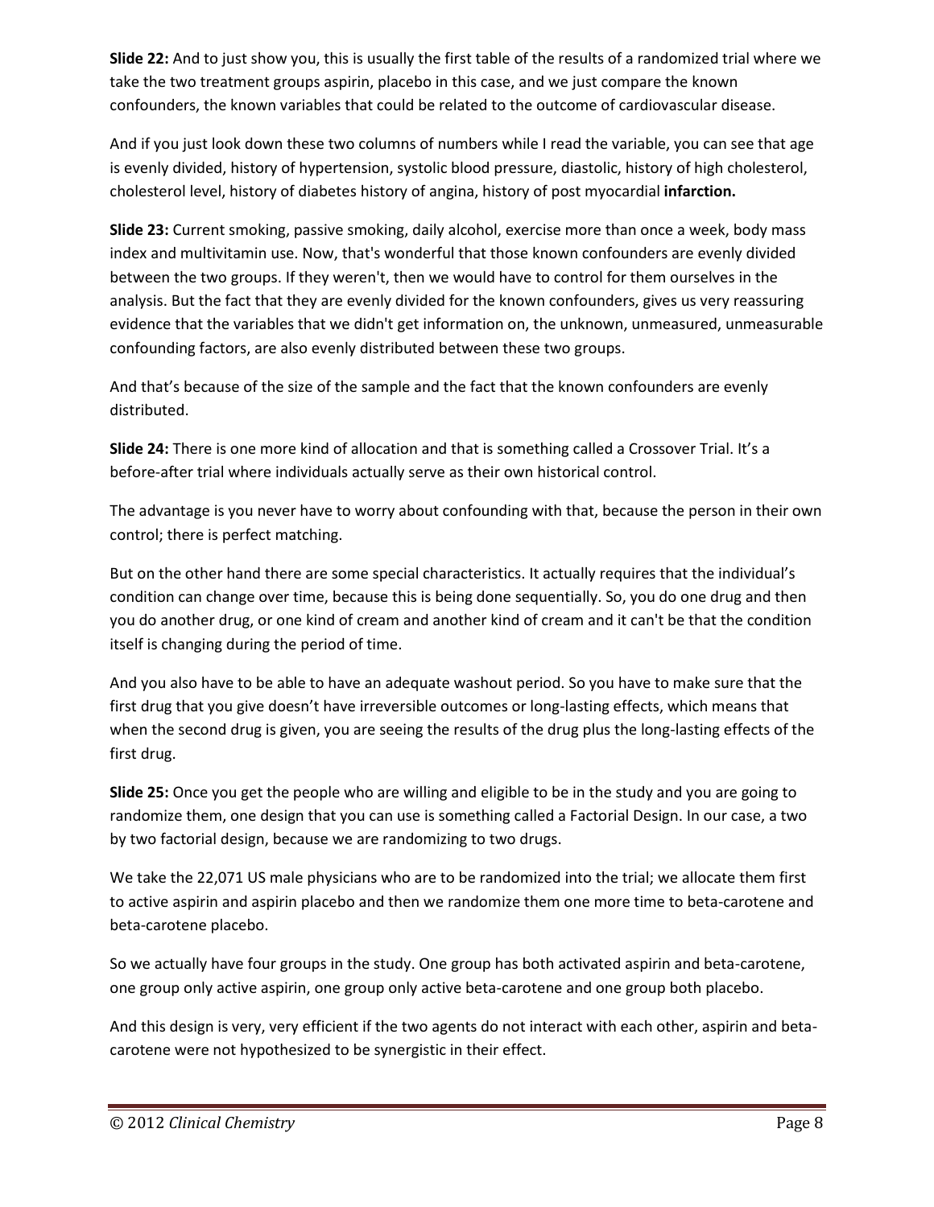**Slide 22:** And to just show you, this is usually the first table of the results of a randomized trial where we take the two treatment groups aspirin, placebo in this case, and we just compare the known confounders, the known variables that could be related to the outcome of cardiovascular disease.

And if you just look down these two columns of numbers while I read the variable, you can see that age is evenly divided, history of hypertension, systolic blood pressure, diastolic, history of high cholesterol, cholesterol level, history of diabetes history of angina, history of post myocardial **infarction.**

**Slide 23:** Current smoking, passive smoking, daily alcohol, exercise more than once a week, body mass index and multivitamin use. Now, that's wonderful that those known confounders are evenly divided between the two groups. If they weren't, then we would have to control for them ourselves in the analysis. But the fact that they are evenly divided for the known confounders, gives us very reassuring evidence that the variables that we didn't get information on, the unknown, unmeasured, unmeasurable confounding factors, are also evenly distributed between these two groups.

And that's because of the size of the sample and the fact that the known confounders are evenly distributed.

**Slide 24:** There is one more kind of allocation and that is something called a Crossover Trial. It's a before-after trial where individuals actually serve as their own historical control.

The advantage is you never have to worry about confounding with that, because the person in their own control; there is perfect matching.

But on the other hand there are some special characteristics. It actually requires that the individual's condition can change over time, because this is being done sequentially. So, you do one drug and then you do another drug, or one kind of cream and another kind of cream and it can't be that the condition itself is changing during the period of time.

And you also have to be able to have an adequate washout period. So you have to make sure that the first drug that you give doesn't have irreversible outcomes or long-lasting effects, which means that when the second drug is given, you are seeing the results of the drug plus the long-lasting effects of the first drug.

**Slide 25:** Once you get the people who are willing and eligible to be in the study and you are going to randomize them, one design that you can use is something called a Factorial Design. In our case, a two by two factorial design, because we are randomizing to two drugs.

We take the 22,071 US male physicians who are to be randomized into the trial; we allocate them first to active aspirin and aspirin placebo and then we randomize them one more time to beta-carotene and beta-carotene placebo.

So we actually have four groups in the study. One group has both activated aspirin and beta-carotene, one group only active aspirin, one group only active beta-carotene and one group both placebo.

And this design is very, very efficient if the two agents do not interact with each other, aspirin and beta-carotene were not hypothesized to be synergistic in their effect.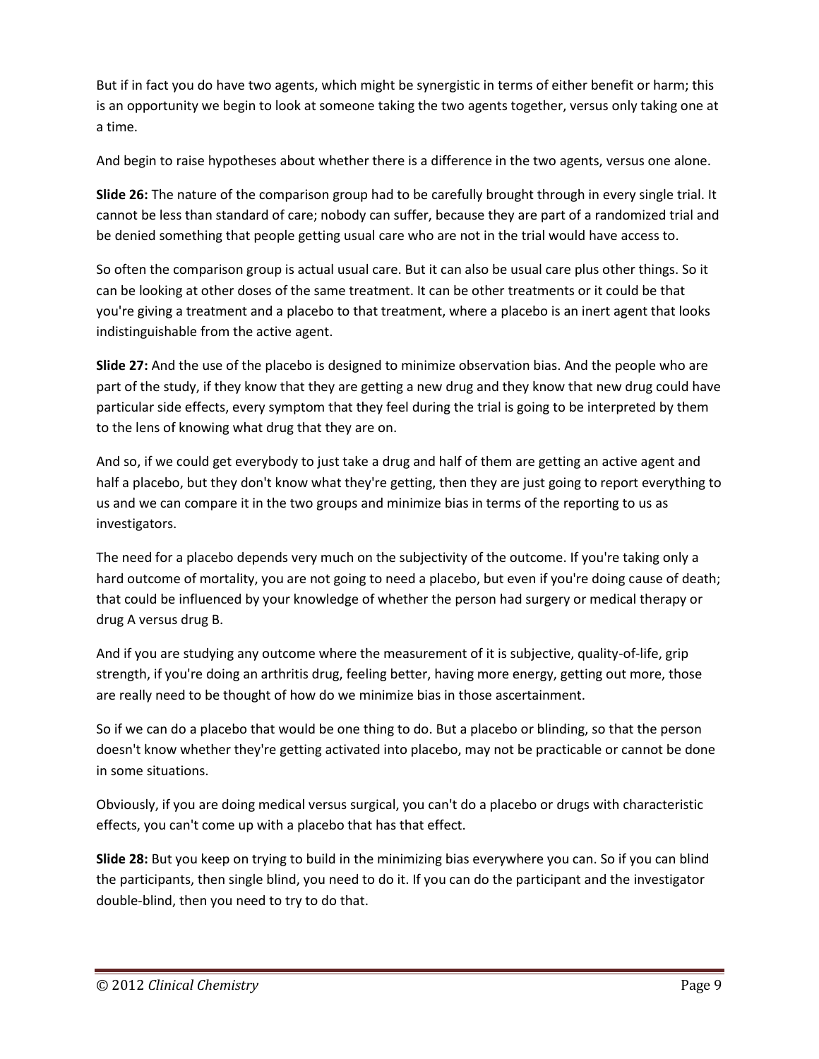But if in fact you do have two agents, which might be synergistic in terms of either benefit or harm; this is an opportunity we begin to look at someone taking the two agents together, versus only taking one at a time.

And begin to raise hypotheses about whether there is a difference in the two agents, versus one alone.

**Slide 26:** The nature of the comparison group had to be carefully brought through in every single trial. It cannot be less than standard of care; nobody can suffer, because they are part of a randomized trial and be denied something that people getting usual care who are not in the trial would have access to.

So often the comparison group is actual usual care. But it can also be usual care plus other things. So it can be looking at other doses of the same treatment. It can be other treatments or it could be that you're giving a treatment and a placebo to that treatment, where a placebo is an inert agent that looks indistinguishable from the active agent.

**Slide 27:** And the use of the placebo is designed to minimize observation bias. And the people who are part of the study, if they know that they are getting a new drug and they know that new drug could have particular side effects, every symptom that they feel during the trial is going to be interpreted by them to the lens of knowing what drug that they are on.

And so, if we could get everybody to just take a drug and half of them are getting an active agent and half a placebo, but they don't know what they're getting, then they are just going to report everything to us and we can compare it in the two groups and minimize bias in terms of the reporting to us as investigators.

The need for a placebo depends very much on the subjectivity of the outcome. If you're taking only a hard outcome of mortality, you are not going to need a placebo, but even if you're doing cause of death; that could be influenced by your knowledge of whether the person had surgery or medical therapy or drug A versus drug B.

And if you are studying any outcome where the measurement of it is subjective, quality-of-life, grip strength, if you're doing an arthritis drug, feeling better, having more energy, getting out more, those are really need to be thought of how do we minimize bias in those ascertainment.

So if we can do a placebo that would be one thing to do. But a placebo or blinding, so that the person doesn't know whether they're getting activated into placebo, may not be practicable or cannot be done in some situations.

Obviously, if you are doing medical versus surgical, you can't do a placebo or drugs with characteristic effects, you can't come up with a placebo that has that effect.

**Slide 28:** But you keep on trying to build in the minimizing bias everywhere you can. So if you can blind the participants, then single blind, you need to do it. If you can do the participant and the investigator double-blind, then you need to try to do that.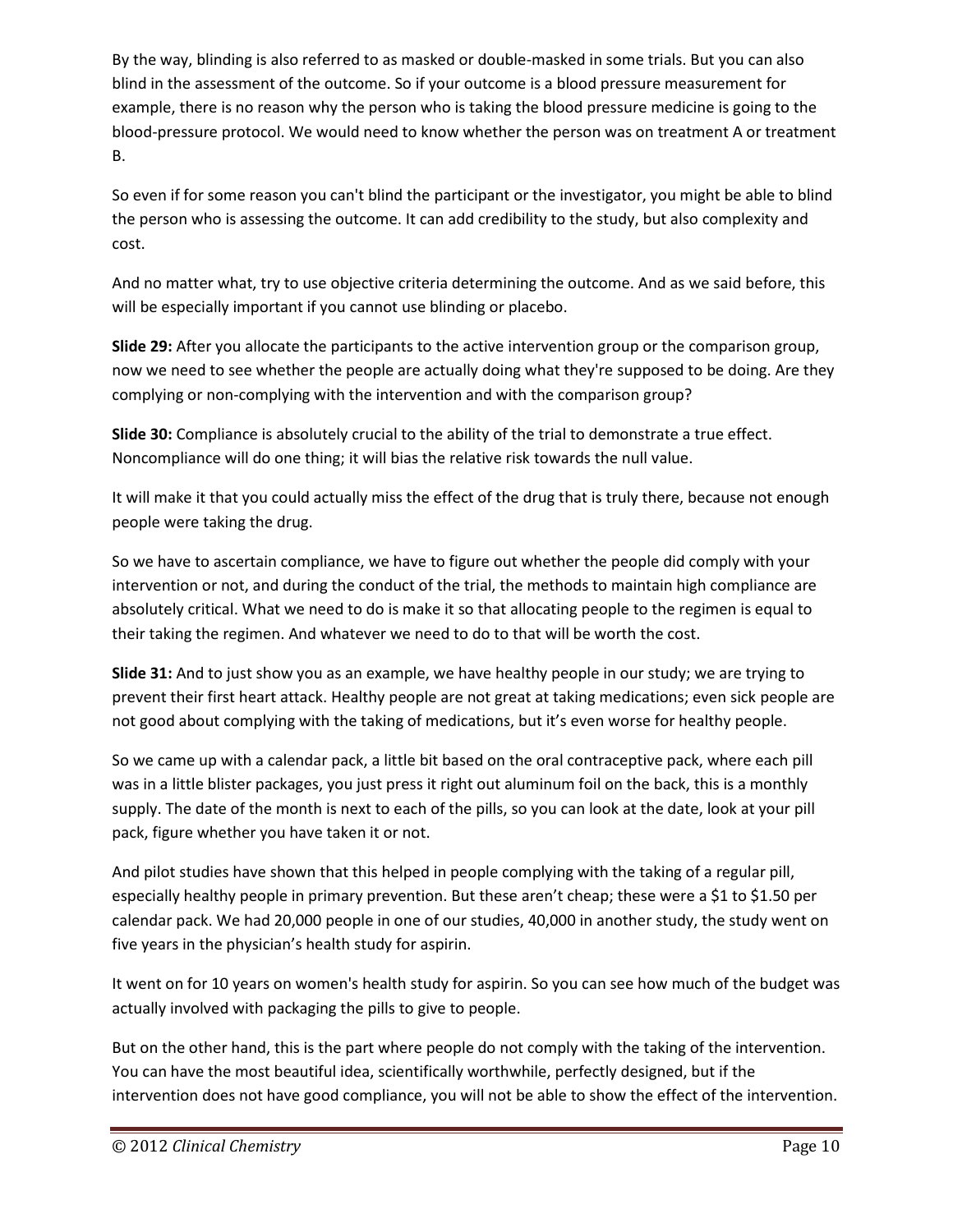By the way, blinding is also referred to as masked or double-masked in some trials. But you can also blind in the assessment of the outcome. So if your outcome is a blood pressure measurement for example, there is no reason why the person who is taking the blood pressure medicine is going to the blood-pressure protocol. We would need to know whether the person was on treatment A or treatment B.

So even if for some reason you can't blind the participant or the investigator, you might be able to blind the person who is assessing the outcome. It can add credibility to the study, but also complexity and cost.

And no matter what, try to use objective criteria determining the outcome. And as we said before, this will be especially important if you cannot use blinding or placebo.

**Slide 29:** After you allocate the participants to the active intervention group or the comparison group, now we need to see whether the people are actually doing what they're supposed to be doing. Are they complying or non-complying with the intervention and with the comparison group?

**Slide 30:** Compliance is absolutely crucial to the ability of the trial to demonstrate a true effect. Noncompliance will do one thing; it will bias the relative risk towards the null value.

It will make it that you could actually miss the effect of the drug that is truly there, because not enough people were taking the drug.

So we have to ascertain compliance, we have to figure out whether the people did comply with your intervention or not, and during the conduct of the trial, the methods to maintain high compliance are absolutely critical. What we need to do is make it so that allocating people to the regimen is equal to their taking the regimen. And whatever we need to do to that will be worth the cost.

**Slide 31:** And to just show you as an example, we have healthy people in our study; we are trying to prevent their first heart attack. Healthy people are not great at taking medications; even sick people are not good about complying with the taking of medications, but it's even worse for healthy people.

So we came up with a calendar pack, a little bit based on the oral contraceptive pack, where each pill was in a little blister packages, you just press it right out aluminum foil on the back, this is a monthly supply. The date of the month is next to each of the pills, so you can look at the date, look at your pill pack, figure whether you have taken it or not.

And pilot studies have shown that this helped in people complying with the taking of a regular pill, especially healthy people in primary prevention. But these aren't cheap; these were a $1 to $1.50 per calendar pack. We had 20,000 people in one of our studies, 40,000 in another study, the study went on five years in the physician's health study for aspirin.

It went on for 10 years on women's health study for aspirin. So you can see how much of the budget was actually involved with packaging the pills to give to people.

But on the other hand, this is the part where people do not comply with the taking of the intervention. You can have the most beautiful idea, scientifically worthwhile, perfectly designed, but if the intervention does not have good compliance, you will not be able to show the effect of the intervention.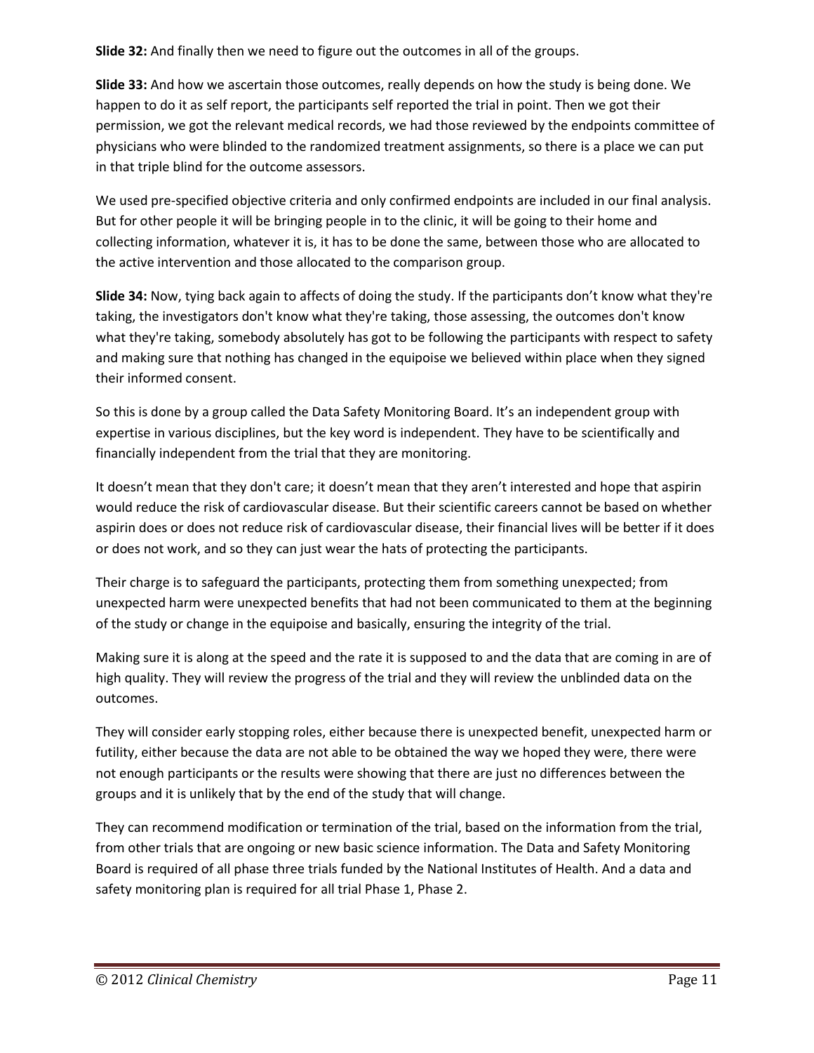**Slide 32:** And finally then we need to figure out the outcomes in all of the groups.

**Slide 33:** And how we ascertain those outcomes, really depends on how the study is being done. We happen to do it as self report, the participants self reported the trial in point. Then we got their permission, we got the relevant medical records, we had those reviewed by the endpoints committee of physicians who were blinded to the randomized treatment assignments, so there is a place we can put in that triple blind for the outcome assessors.

We used pre-specified objective criteria and only confirmed endpoints are included in our final analysis. But for other people it will be bringing people in to the clinic, it will be going to their home and collecting information, whatever it is, it has to be done the same, between those who are allocated to the active intervention and those allocated to the comparison group.

**Slide 34:** Now, tying back again to affects of doing the study. If the participants don't know what they're taking, the investigators don't know what they're taking, those assessing, the outcomes don't know what they're taking, somebody absolutely has got to be following the participants with respect to safety and making sure that nothing has changed in the equipoise we believed within place when they signed their informed consent.

So this is done by a group called the Data Safety Monitoring Board. It's an independent group with expertise in various disciplines, but the key word is independent. They have to be scientifically and financially independent from the trial that they are monitoring.

It doesn't mean that they don't care; it doesn't mean that they aren't interested and hope that aspirin would reduce the risk of cardiovascular disease. But their scientific careers cannot be based on whether aspirin does or does not reduce risk of cardiovascular disease, their financial lives will be better if it does or does not work, and so they can just wear the hats of protecting the participants.

Their charge is to safeguard the participants, protecting them from something unexpected; from unexpected harm were unexpected benefits that had not been communicated to them at the beginning of the study or change in the equipoise and basically, ensuring the integrity of the trial.

Making sure it is along at the speed and the rate it is supposed to and the data that are coming in are of high quality. They will review the progress of the trial and they will review the unblinded data on the outcomes.

They will consider early stopping roles, either because there is unexpected benefit, unexpected harm or futility, either because the data are not able to be obtained the way we hoped they were, there were not enough participants or the results were showing that there are just no differences between the groups and it is unlikely that by the end of the study that will change.

They can recommend modification or termination of the trial, based on the information from the trial, from other trials that are ongoing or new basic science information. The Data and Safety Monitoring Board is required of all phase three trials funded by the National Institutes of Health. And a data and safety monitoring plan is required for all trial Phase 1, Phase 2.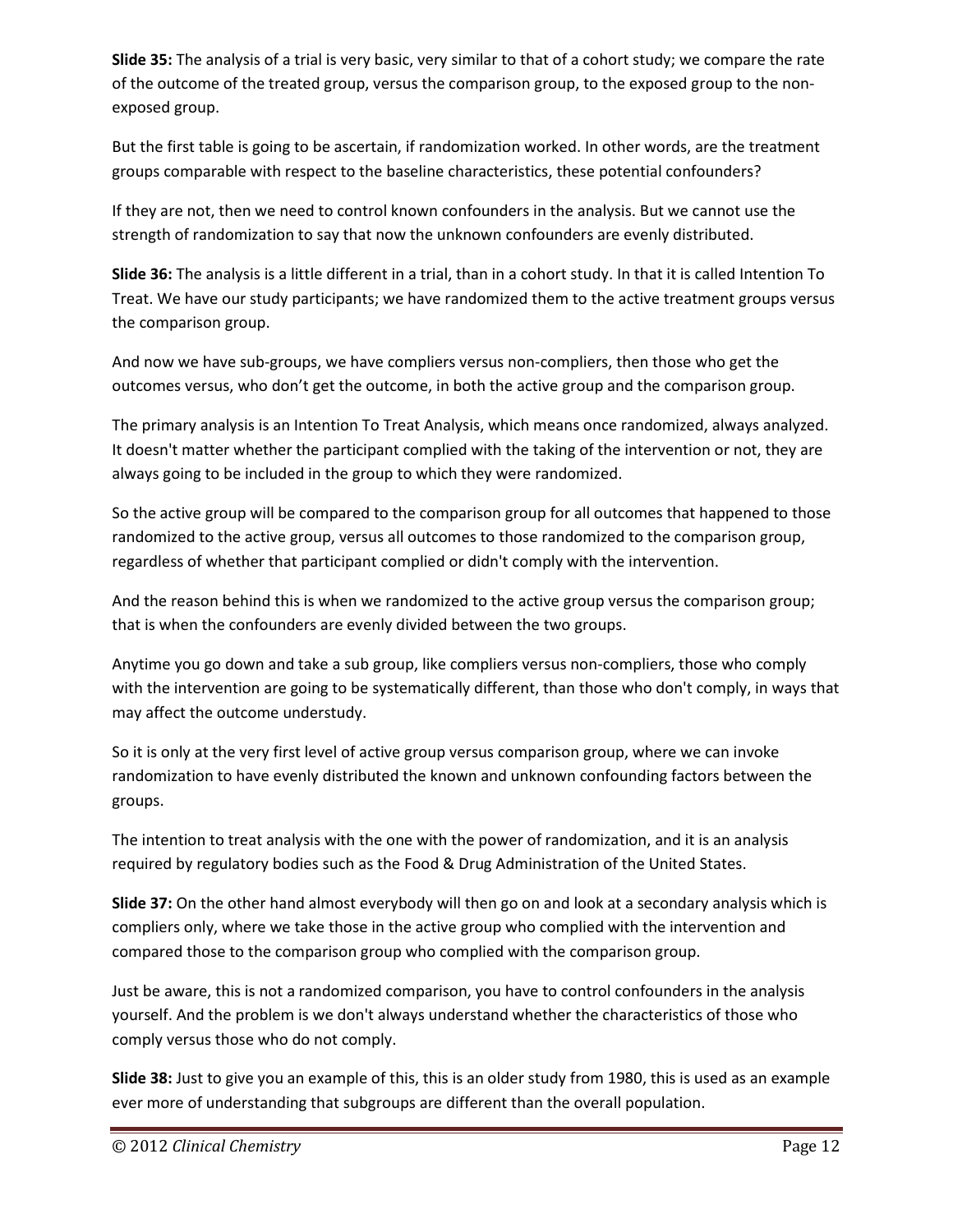**Slide 35:** The analysis of a trial is very basic, very similar to that of a cohort study; we compare the rate of the outcome of the treated group, versus the comparison group, to the exposed group to the non-exposed group.

But the first table is going to be ascertain, if randomization worked. In other words, are the treatment groups comparable with respect to the baseline characteristics, these potential confounders?

If they are not, then we need to control known confounders in the analysis. But we cannot use the strength of randomization to say that now the unknown confounders are evenly distributed.

**Slide 36:** The analysis is a little different in a trial, than in a cohort study. In that it is called Intention To Treat. We have our study participants; we have randomized them to the active treatment groups versus the comparison group.

And now we have sub-groups, we have compliers versus non-compliers, then those who get the outcomes versus, who don't get the outcome, in both the active group and the comparison group.

The primary analysis is an Intention To Treat Analysis, which means once randomized, always analyzed. It doesn't matter whether the participant complied with the taking of the intervention or not, they are always going to be included in the group to which they were randomized.

So the active group will be compared to the comparison group for all outcomes that happened to those randomized to the active group, versus all outcomes to those randomized to the comparison group, regardless of whether that participant complied or didn't comply with the intervention.

And the reason behind this is when we randomized to the active group versus the comparison group; that is when the confounders are evenly divided between the two groups.

Anytime you go down and take a sub group, like compliers versus non-compliers, those who comply with the intervention are going to be systematically different, than those who don't comply, in ways that may affect the outcome understudy.

So it is only at the very first level of active group versus comparison group, where we can invoke randomization to have evenly distributed the known and unknown confounding factors between the groups.

The intention to treat analysis with the one with the power of randomization, and it is an analysis required by regulatory bodies such as the Food & Drug Administration of the United States.

**Slide 37:** On the other hand almost everybody will then go on and look at a secondary analysis which is compliers only, where we take those in the active group who complied with the intervention and compared those to the comparison group who complied with the comparison group.

Just be aware, this is not a randomized comparison, you have to control confounders in the analysis yourself. And the problem is we don't always understand whether the characteristics of those who comply versus those who do not comply.

**Slide 38:** Just to give you an example of this, this is an older study from 1980, this is used as an example ever more of understanding that subgroups are different than the overall population.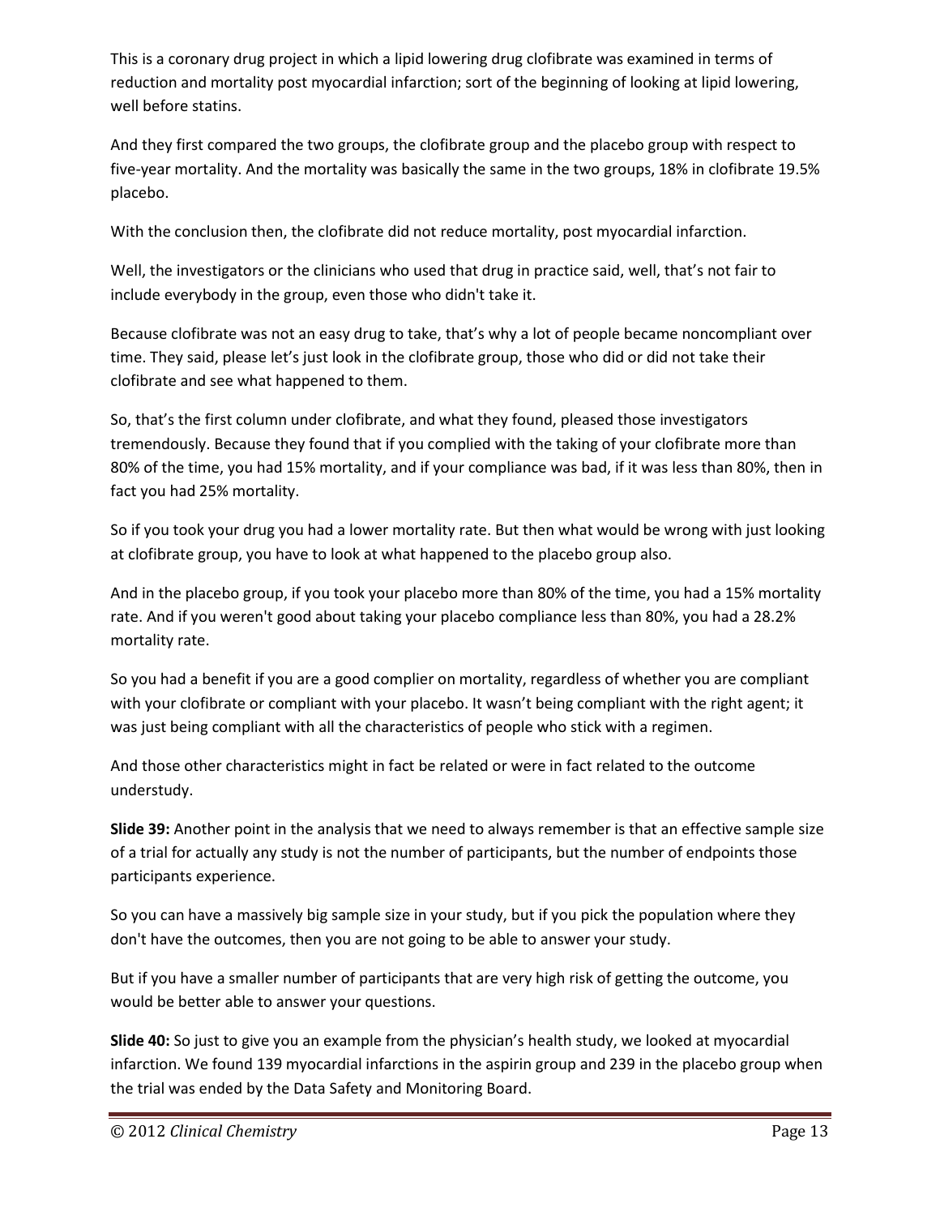This is a coronary drug project in which a lipid lowering drug clofibrate was examined in terms of reduction and mortality post myocardial infarction; sort of the beginning of looking at lipid lowering, well before statins.

And they first compared the two groups, the clofibrate group and the placebo group with respect to five-year mortality. And the mortality was basically the same in the two groups, 18% in clofibrate 19.5% placebo.

With the conclusion then, the clofibrate did not reduce mortality, post myocardial infarction.

Well, the investigators or the clinicians who used that drug in practice said, well, that's not fair to include everybody in the group, even those who didn't take it.

Because clofibrate was not an easy drug to take, that's why a lot of people became noncompliant over time. They said, please let's just look in the clofibrate group, those who did or did not take their clofibrate and see what happened to them.

So, that's the first column under clofibrate, and what they found, pleased those investigators tremendously. Because they found that if you complied with the taking of your clofibrate more than 80% of the time, you had 15% mortality, and if your compliance was bad, if it was less than 80%, then in fact you had 25% mortality.

So if you took your drug you had a lower mortality rate. But then what would be wrong with just looking at clofibrate group, you have to look at what happened to the placebo group also.

And in the placebo group, if you took your placebo more than 80% of the time, you had a 15% mortality rate. And if you weren't good about taking your placebo compliance less than 80%, you had a 28.2% mortality rate.

So you had a benefit if you are a good complier on mortality, regardless of whether you are compliant with your clofibrate or compliant with your placebo. It wasn't being compliant with the right agent; it was just being compliant with all the characteristics of people who stick with a regimen.

And those other characteristics might in fact be related or were in fact related to the outcome understudy.

**Slide 39:** Another point in the analysis that we need to always remember is that an effective sample size of a trial for actually any study is not the number of participants, but the number of endpoints those participants experience.

So you can have a massively big sample size in your study, but if you pick the population where they don't have the outcomes, then you are not going to be able to answer your study.

But if you have a smaller number of participants that are very high risk of getting the outcome, you would be better able to answer your questions.

**Slide 40:** So just to give you an example from the physician's health study, we looked at myocardial infarction. We found 139 myocardial infarctions in the aspirin group and 239 in the placebo group when the trial was ended by the Data Safety and Monitoring Board.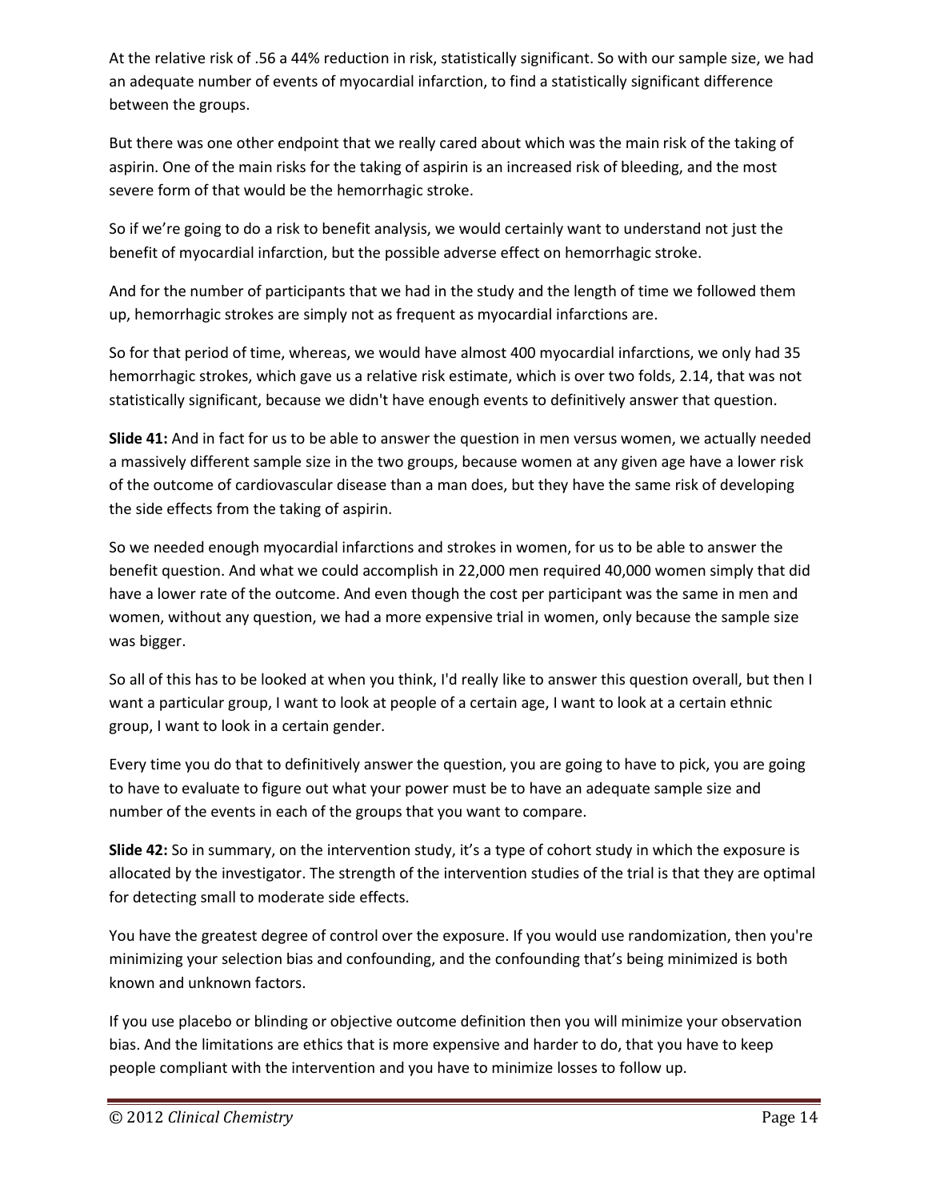At the relative risk of .56 a 44% reduction in risk, statistically significant. So with our sample size, we had an adequate number of events of myocardial infarction, to find a statistically significant difference between the groups.

But there was one other endpoint that we really cared about which was the main risk of the taking of aspirin. One of the main risks for the taking of aspirin is an increased risk of bleeding, and the most severe form of that would be the hemorrhagic stroke.

So if we're going to do a risk to benefit analysis, we would certainly want to understand not just the benefit of myocardial infarction, but the possible adverse effect on hemorrhagic stroke.

And for the number of participants that we had in the study and the length of time we followed them up, hemorrhagic strokes are simply not as frequent as myocardial infarctions are.

So for that period of time, whereas, we would have almost 400 myocardial infarctions, we only had 35 hemorrhagic strokes, which gave us a relative risk estimate, which is over two folds, 2.14, that was not statistically significant, because we didn't have enough events to definitively answer that question.

**Slide 41:** And in fact for us to be able to answer the question in men versus women, we actually needed a massively different sample size in the two groups, because women at any given age have a lower risk of the outcome of cardiovascular disease than a man does, but they have the same risk of developing the side effects from the taking of aspirin.

So we needed enough myocardial infarctions and strokes in women, for us to be able to answer the benefit question. And what we could accomplish in 22,000 men required 40,000 women simply that did have a lower rate of the outcome. And even though the cost per participant was the same in men and women, without any question, we had a more expensive trial in women, only because the sample size was bigger.

So all of this has to be looked at when you think, I'd really like to answer this question overall, but then I want a particular group, I want to look at people of a certain age, I want to look at a certain ethnic group, I want to look in a certain gender.

Every time you do that to definitively answer the question, you are going to have to pick, you are going to have to evaluate to figure out what your power must be to have an adequate sample size and number of the events in each of the groups that you want to compare.

**Slide 42:** So in summary, on the intervention study, it's a type of cohort study in which the exposure is allocated by the investigator. The strength of the intervention studies of the trial is that they are optimal for detecting small to moderate side effects.

You have the greatest degree of control over the exposure. If you would use randomization, then you're minimizing your selection bias and confounding, and the confounding that's being minimized is both known and unknown factors.

If you use placebo or blinding or objective outcome definition then you will minimize your observation bias. And the limitations are ethics that is more expensive and harder to do, that you have to keep people compliant with the intervention and you have to minimize losses to follow up.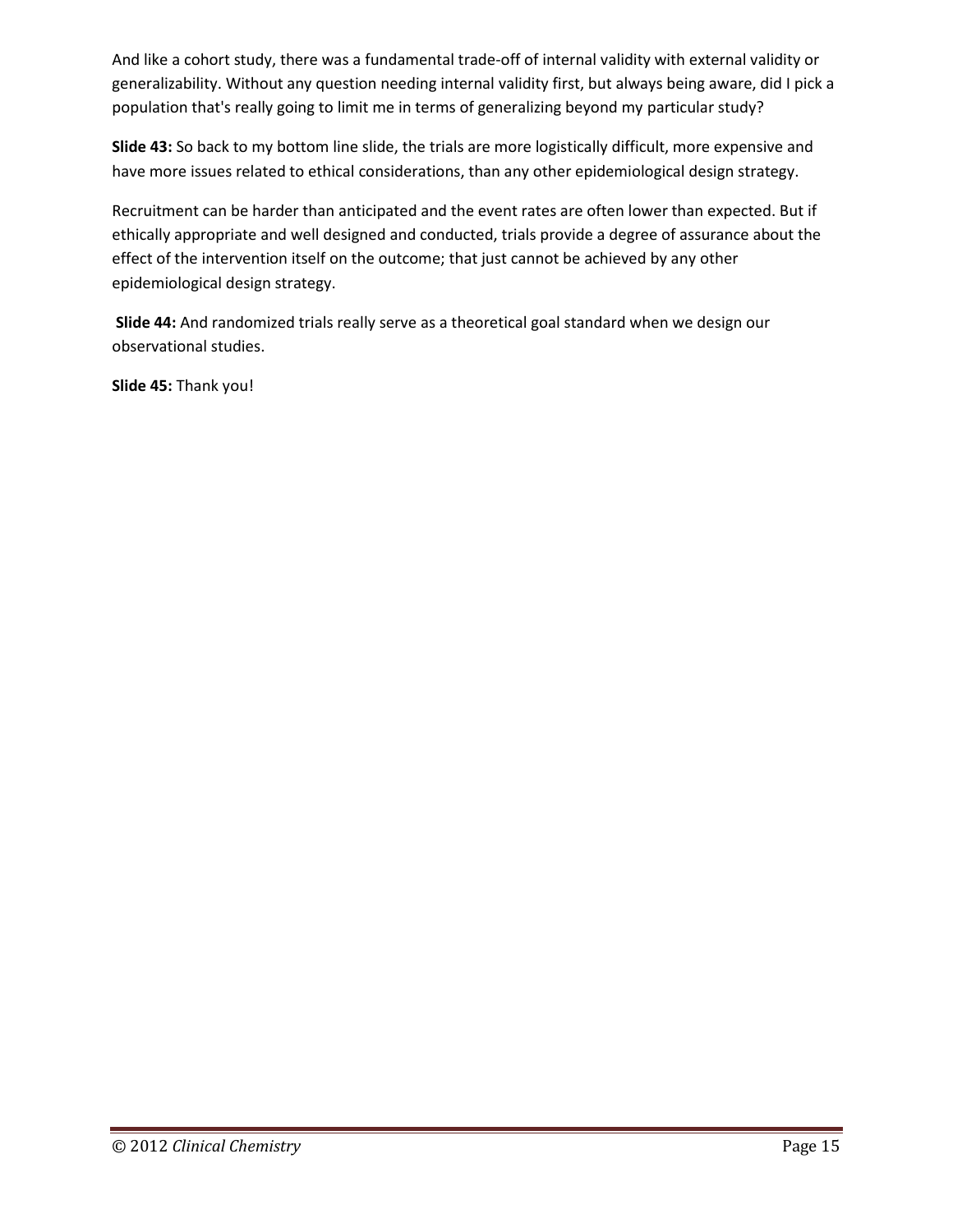And like a cohort study, there was a fundamental trade-off of internal validity with external validity or generalizability. Without any question needing internal validity first, but always being aware, did I pick a population that's really going to limit me in terms of generalizing beyond my particular study?

**Slide 43:** So back to my bottom line slide, the trials are more logistically difficult, more expensive and have more issues related to ethical considerations, than any other epidemiological design strategy.

Recruitment can be harder than anticipated and the event rates are often lower than expected. But if ethically appropriate and well designed and conducted, trials provide a degree of assurance about the effect of the intervention itself on the outcome; that just cannot be achieved by any other epidemiological design strategy.

**Slide 44:** And randomized trials really serve as a theoretical goal standard when we design our observational studies.

**Slide 45:** Thank you!